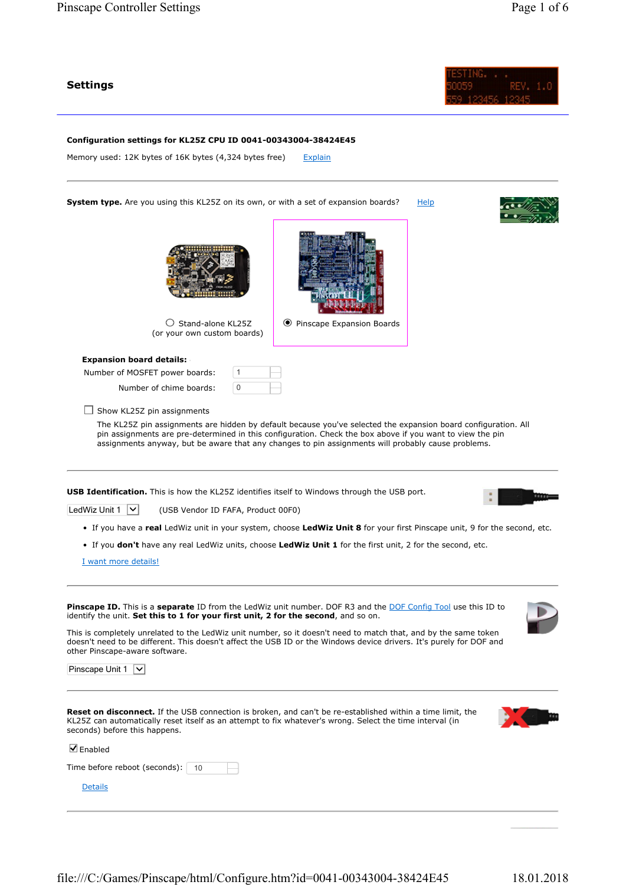## Settings

**Configuration settings for KL25Z CPU ID 0041-00343004-38424E45**

Memory used: 12K bytes of 16K bytes (4,324 bytes free) Explain

---

**System type.** Are you using this KL25Z on its own, or with a set of expansion boards? Help

○ Stand-alone KL25Z
(or your own custom boards)

◉ Pinscape Expansion Boards

**Expansion board details:**

Number of MOSFET power boards: 1

Number of chime boards: 0

☐ Show KL25Z pin assignments

The KL25Z pin assignments are hidden by default because you've selected the expansion board configuration. All pin assignments are pre-determined in this configuration. Check the box above if you want to view the pin assignments anyway, but be aware that any changes to pin assignments will probably cause problems.

---

**USB Identification.** This is how the KL25Z identifies itself to Windows through the USB port.

LedWiz Unit 1 (USB Vendor ID FAFA, Product 00F0)

- If you have a **real** LedWiz unit in your system, choose **LedWiz Unit 8** for your first Pinscape unit, 9 for the second, etc.
- If you **don't** have any real LedWiz units, choose **LedWiz Unit 1** for the first unit, 2 for the second, etc.

I want more details!

---

**Pinscape ID.** This is a **separate** ID from the LedWiz unit number. DOF R3 and the DOF Config Tool use this ID to identify the unit. **Set this to 1 for your first unit, 2 for the second**, and so on.

This is completely unrelated to the LedWiz unit number, so it doesn't need to match that, and by the same token doesn't need to be different. This doesn't affect the USB ID or the Windows device drivers. It's purely for DOF and other Pinscape-aware software.

Pinscape Unit 1

---

**Reset on disconnect.** If the USB connection is broken, and can't be re-established within a time limit, the KL25Z can automatically reset itself as an attempt to fix whatever's wrong. Select the time interval (in seconds) before this happens.

☑ Enabled

Time before reboot (seconds): 10

Details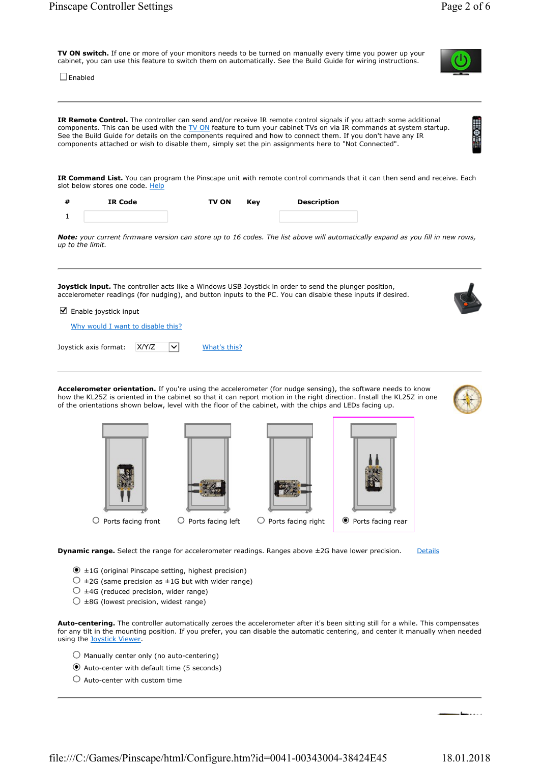**TV ON switch.** If one or more of your monitors needs to be turned on manually every time you power up your cabinet, you can use this feature to switch them on automatically. See the Build Guide for wiring instructions.

☐ Enabled

---

**IR Remote Control.** The controller can send and/or receive IR remote control signals if you attach some additional components. This can be used with the TV ON feature to turn your cabinet TVs on via IR commands at system startup. See the Build Guide for details on the components required and how to connect them. If you don't have any IR components attached or wish to disable them, simply set the pin assignments here to "Not Connected".

**IR Command List.** You can program the Pinscape unit with remote control commands that it can then send and receive. Each slot below stores one code. Help

| # | IR Code | TV ON | Key | Description |
|---|---|---|---|---|
| 1 | | | | |

***Note:*** *your current firmware version can store up to 16 codes. The list above will automatically expand as you fill in new rows, up to the limit.*

---

**Joystick input.** The controller acts like a Windows USB Joystick in order to send the plunger position, accelerometer readings (for nudging), and button inputs to the PC. You can disable these inputs if desired.

☑ Enable joystick input

Why would I want to disable this?

Joystick axis format: X/Y/Z   What's this?

---

**Accelerometer orientation.** If you're using the accelerometer (for nudge sensing), the software needs to know how the KL25Z is oriented in the cabinet so that it can report motion in the right direction. Install the KL25Z in one of the orientations shown below, level with the floor of the cabinet, with the chips and LEDs facing up.

○ Ports facing front   ○ Ports facing left   ○ Ports facing right   ◉ Ports facing rear

**Dynamic range.** Select the range for accelerometer readings. Ranges above ±2G have lower precision. Details

- ◉ ±1G (original Pinscape setting, highest precision)
- ○ ±2G (same precision as ±1G but with wider range)
- ○ ±4G (reduced precision, wider range)
- ○ ±8G (lowest precision, widest range)

**Auto-centering.** The controller automatically zeroes the accelerometer after it's been sitting still for a while. This compensates for any tilt in the mounting position. If you prefer, you can disable the automatic centering, and center it manually when needed using the Joystick Viewer.

- ○ Manually center only (no auto-centering)
- ◉ Auto-center with default time (5 seconds)
- ○ Auto-center with custom time

---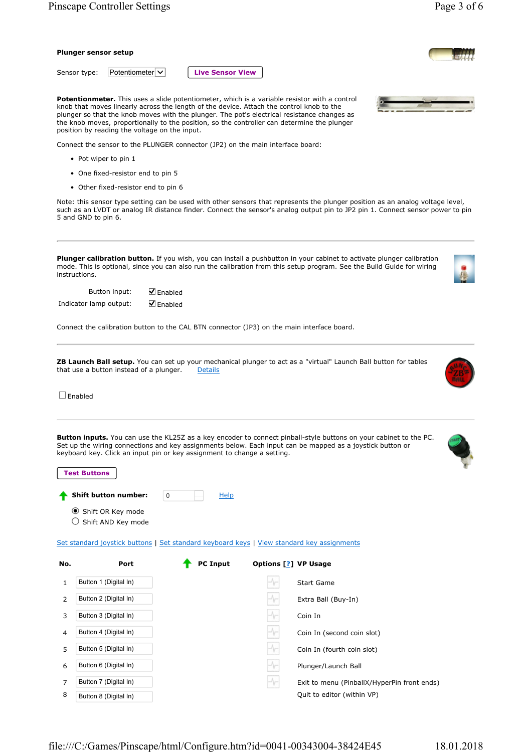### Plunger sensor setup

Sensor type: Potentiometer | **Live Sensor View**

**Potentionmeter.** This uses a slide potentiometer, which is a variable resistor with a control knob that moves linearly across the length of the device. Attach the control knob to the plunger so that the knob moves with the plunger. The pot's electrical resistance changes as the knob moves, proportionally to the position, so the controller can determine the plunger position by reading the voltage on the input.

Connect the sensor to the PLUNGER connector (JP2) on the main interface board:

- Pot wiper to pin 1
- One fixed-resistor end to pin 5
- Other fixed-resistor end to pin 6

Note: this sensor type setting can be used with other sensors that represents the plunger position as an analog voltage level, such as an LVDT or analog IR distance finder. Connect the sensor's analog output pin to JP2 pin 1. Connect sensor power to pin 5 and GND to pin 6.

---

**Plunger calibration button.** If you wish, you can install a pushbutton in your cabinet to activate plunger calibration mode. This is optional, since you can also run the calibration from this setup program. See the Build Guide for wiring instructions.

Button input: ☑ Enabled

Indicator lamp output: ☑ Enabled

Connect the calibration button to the CAL BTN connector (JP3) on the main interface board.

---

**ZB Launch Ball setup.** You can set up your mechanical plunger to act as a "virtual" Launch Ball button for tables that use a button instead of a plunger. Details

☐ Enabled

---

**Button inputs.** You can use the KL25Z as a key encoder to connect pinball-style buttons on your cabinet to the PC. Set up the wiring connections and key assignments below. Each input can be mapped as a joystick button or keyboard key. Click an input pin or key assignment to change a setting.

**Test Buttons**

**Shift button number:** 0 Help

- (●) Shift OR Key mode
- ( ) Shift AND Key mode

Set standard joystick buttons | Set standard keyboard keys | View standard key assignments

| No. | Port | PC Input | Options [?] | VP Usage |
|---|---|---|---|---|
| 1 | Button 1 (Digital In) | | | Start Game |
| 2 | Button 2 (Digital In) | | | Extra Ball (Buy-In) |
| 3 | Button 3 (Digital In) | | | Coin In |
| 4 | Button 4 (Digital In) | | | Coin In (second coin slot) |
| 5 | Button 5 (Digital In) | | | Coin In (fourth coin slot) |
| 6 | Button 6 (Digital In) | | | Plunger/Launch Ball |
| 7 | Button 7 (Digital In) | | | Exit to menu (PinballX/HyperPin front ends) |
| 8 | Button 8 (Digital In) | | | Quit to editor (within VP) |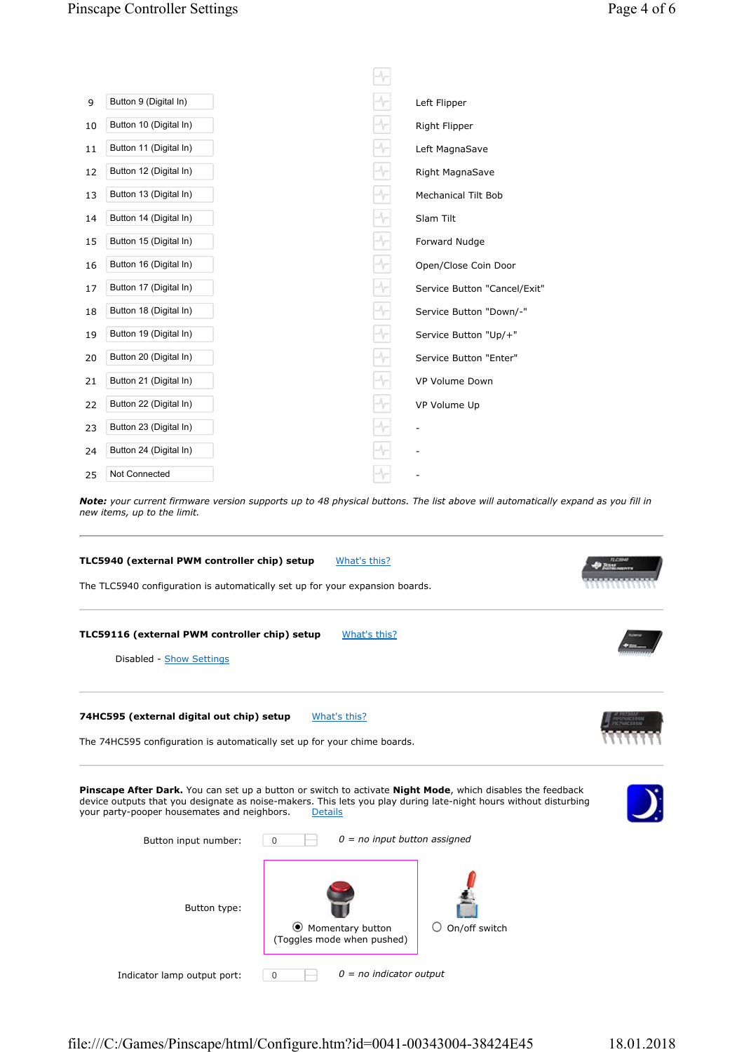| | | |
|---|---|---|
| 9 | Button 9 (Digital In) | Left Flipper |
| 10 | Button 10 (Digital In) | Right Flipper |
| 11 | Button 11 (Digital In) | Left MagnaSave |
| 12 | Button 12 (Digital In) | Right MagnaSave |
| 13 | Button 13 (Digital In) | Mechanical Tilt Bob |
| 14 | Button 14 (Digital In) | Slam Tilt |
| 15 | Button 15 (Digital In) | Forward Nudge |
| 16 | Button 16 (Digital In) | Open/Close Coin Door |
| 17 | Button 17 (Digital In) | Service Button "Cancel/Exit" |
| 18 | Button 18 (Digital In) | Service Button "Down/-" |
| 19 | Button 19 (Digital In) | Service Button "Up/+" |
| 20 | Button 20 (Digital In) | Service Button "Enter" |
| 21 | Button 21 (Digital In) | VP Volume Down |
| 22 | Button 22 (Digital In) | VP Volume Up |
| 23 | Button 23 (Digital In) | - |
| 24 | Button 24 (Digital In) | - |
| 25 | Not Connected | - |

***Note:*** *your current firmware version supports up to 48 physical buttons. The list above will automatically expand as you fill in new items, up to the limit.*

---

**TLC5940 (external PWM controller chip) setup** What's this?

The TLC5940 configuration is automatically set up for your expansion boards.

---

**TLC59116 (external PWM controller chip) setup** What's this?

Disabled - Show Settings

---

**74HC595 (external digital out chip) setup** What's this?

The 74HC595 configuration is automatically set up for your chime boards.

---

**Pinscape After Dark.** You can set up a button or switch to activate **Night Mode**, which disables the feedback device outputs that you designate as noise-makers. This lets you play during late-night hours without disturbing your party-pooper housemates and neighbors. Details

Button input number: 0 *0 = no input button assigned*

Button type:

- (•) Momentary button (Toggles mode when pushed)
- ( ) On/off switch

Indicator lamp output port: 0 *0 = no indicator output*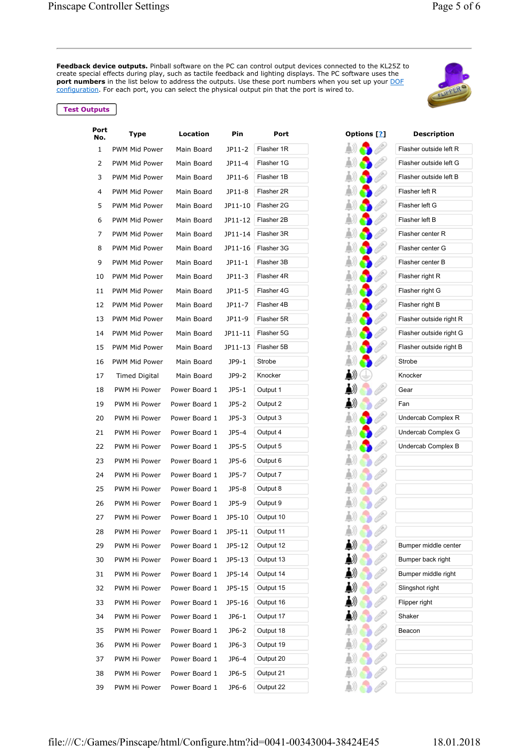**Feedback device outputs.** Pinball software on the PC can control output devices connected to the KL25Z to create special effects during play, such as tactile feedback and lighting displays. The PC software uses the **port numbers** in the list below to address the outputs. Use these port numbers when you set up your [DOF configuration](). For each port, you can select the physical output pin that the port is wired to.

Test Outputs

| Port No. | Type | Location | Pin | Port | Options [?] | Description |
|---|---|---|---|---|---|---|
| 1 | PWM Mid Power | Main Board | JP11-2 | Flasher 1R | | Flasher outside left R |
| 2 | PWM Mid Power | Main Board | JP11-4 | Flasher 1G | | Flasher outside left G |
| 3 | PWM Mid Power | Main Board | JP11-6 | Flasher 1B | | Flasher outside left B |
| 4 | PWM Mid Power | Main Board | JP11-8 | Flasher 2R | | Flasher left R |
| 5 | PWM Mid Power | Main Board | JP11-10 | Flasher 2G | | Flasher left G |
| 6 | PWM Mid Power | Main Board | JP11-12 | Flasher 2B | | Flasher left B |
| 7 | PWM Mid Power | Main Board | JP11-14 | Flasher 3R | | Flasher center R |
| 8 | PWM Mid Power | Main Board | JP11-16 | Flasher 3G | | Flasher center G |
| 9 | PWM Mid Power | Main Board | JP11-1 | Flasher 3B | | Flasher center B |
| 10 | PWM Mid Power | Main Board | JP11-3 | Flasher 4R | | Flasher right R |
| 11 | PWM Mid Power | Main Board | JP11-5 | Flasher 4G | | Flasher right G |
| 12 | PWM Mid Power | Main Board | JP11-7 | Flasher 4B | | Flasher right B |
| 13 | PWM Mid Power | Main Board | JP11-9 | Flasher 5R | | Flasher outside right R |
| 14 | PWM Mid Power | Main Board | JP11-11 | Flasher 5G | | Flasher outside right G |
| 15 | PWM Mid Power | Main Board | JP11-13 | Flasher 5B | | Flasher outside right B |
| 16 | PWM Mid Power | Main Board | JP9-1 | Strobe | | Strobe |
| 17 | Timed Digital | Main Board | JP9-2 | Knocker | | Knocker |
| 18 | PWM Hi Power | Power Board 1 | JP5-1 | Output 1 | | Gear |
| 19 | PWM Hi Power | Power Board 1 | JP5-2 | Output 2 | | Fan |
| 20 | PWM Hi Power | Power Board 1 | JP5-3 | Output 3 | | Undercab Complex R |
| 21 | PWM Hi Power | Power Board 1 | JP5-4 | Output 4 | | Undercab Complex G |
| 22 | PWM Hi Power | Power Board 1 | JP5-5 | Output 5 | | Undercab Complex B |
| 23 | PWM Hi Power | Power Board 1 | JP5-6 | Output 6 | | |
| 24 | PWM Hi Power | Power Board 1 | JP5-7 | Output 7 | | |
| 25 | PWM Hi Power | Power Board 1 | JP5-8 | Output 8 | | |
| 26 | PWM Hi Power | Power Board 1 | JP5-9 | Output 9 | | |
| 27 | PWM Hi Power | Power Board 1 | JP5-10 | Output 10 | | |
| 28 | PWM Hi Power | Power Board 1 | JP5-11 | Output 11 | | |
| 29 | PWM Hi Power | Power Board 1 | JP5-12 | Output 12 | | Bumper middle center |
| 30 | PWM Hi Power | Power Board 1 | JP5-13 | Output 13 | | Bumper back right |
| 31 | PWM Hi Power | Power Board 1 | JP5-14 | Output 14 | | Bumper middle right |
| 32 | PWM Hi Power | Power Board 1 | JP5-15 | Output 15 | | Slingshot right |
| 33 | PWM Hi Power | Power Board 1 | JP5-16 | Output 16 | | Flipper right |
| 34 | PWM Hi Power | Power Board 1 | JP6-1 | Output 17 | | Shaker |
| 35 | PWM Hi Power | Power Board 1 | JP6-2 | Output 18 | | Beacon |
| 36 | PWM Hi Power | Power Board 1 | JP6-3 | Output 19 | | |
| 37 | PWM Hi Power | Power Board 1 | JP6-4 | Output 20 | | |
| 38 | PWM Hi Power | Power Board 1 | JP6-5 | Output 21 | | |
| 39 | PWM Hi Power | Power Board 1 | JP6-6 | Output 22 | | |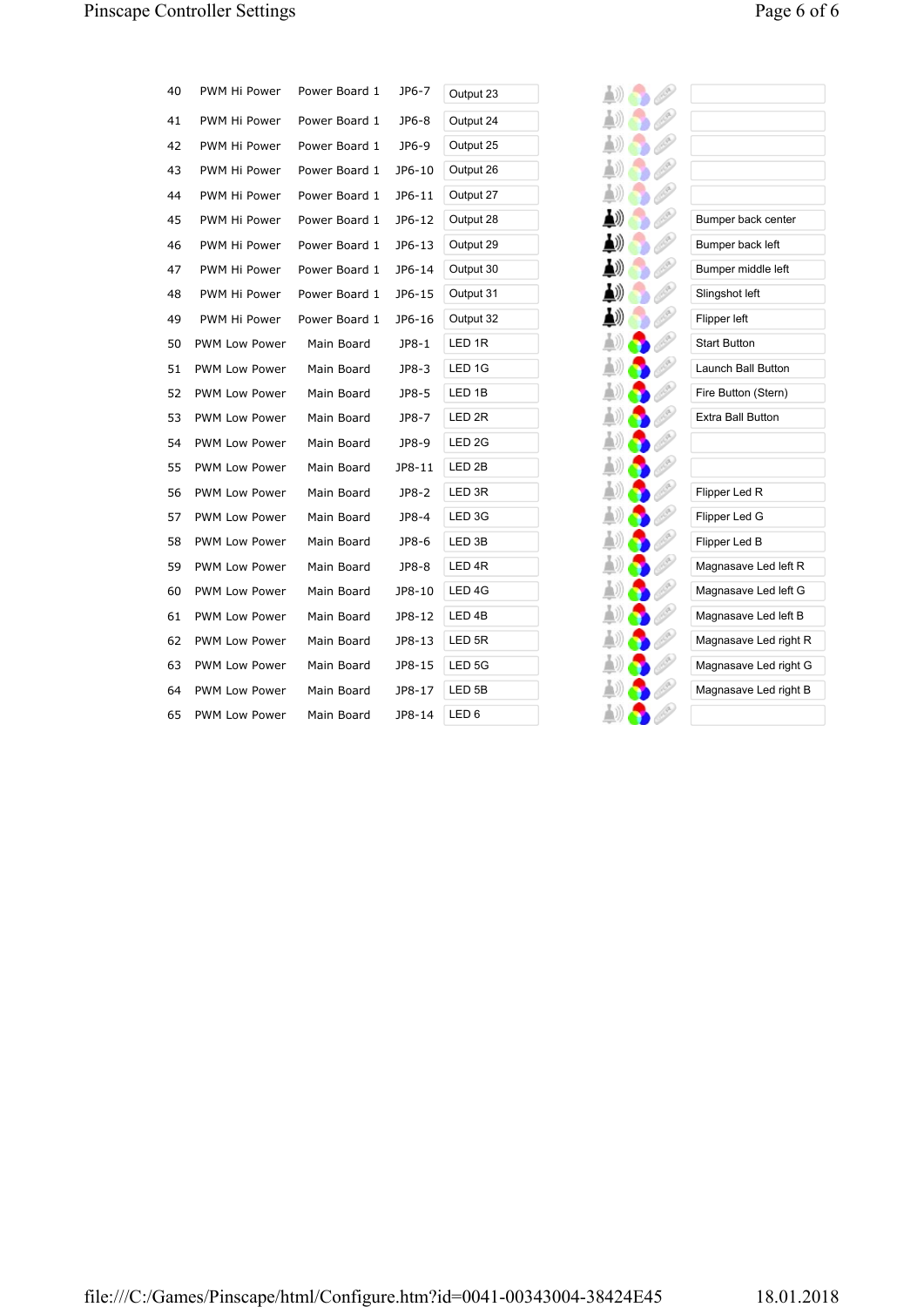| | | | | | |
|---|---|---|---|---|---|
| 40 | PWM Hi Power | Power Board 1 | JP6-7 | Output 23 | |
| 41 | PWM Hi Power | Power Board 1 | JP6-8 | Output 24 | |
| 42 | PWM Hi Power | Power Board 1 | JP6-9 | Output 25 | |
| 43 | PWM Hi Power | Power Board 1 | JP6-10 | Output 26 | |
| 44 | PWM Hi Power | Power Board 1 | JP6-11 | Output 27 | |
| 45 | PWM Hi Power | Power Board 1 | JP6-12 | Output 28 | Bumper back center |
| 46 | PWM Hi Power | Power Board 1 | JP6-13 | Output 29 | Bumper back left |
| 47 | PWM Hi Power | Power Board 1 | JP6-14 | Output 30 | Bumper middle left |
| 48 | PWM Hi Power | Power Board 1 | JP6-15 | Output 31 | Slingshot left |
| 49 | PWM Hi Power | Power Board 1 | JP6-16 | Output 32 | Flipper left |
| 50 | PWM Low Power | Main Board | JP8-1 | LED 1R | Start Button |
| 51 | PWM Low Power | Main Board | JP8-3 | LED 1G | Launch Ball Button |
| 52 | PWM Low Power | Main Board | JP8-5 | LED 1B | Fire Button (Stern) |
| 53 | PWM Low Power | Main Board | JP8-7 | LED 2R | Extra Ball Button |
| 54 | PWM Low Power | Main Board | JP8-9 | LED 2G | |
| 55 | PWM Low Power | Main Board | JP8-11 | LED 2B | |
| 56 | PWM Low Power | Main Board | JP8-2 | LED 3R | Flipper Led R |
| 57 | PWM Low Power | Main Board | JP8-4 | LED 3G | Flipper Led G |
| 58 | PWM Low Power | Main Board | JP8-6 | LED 3B | Flipper Led B |
| 59 | PWM Low Power | Main Board | JP8-8 | LED 4R | Magnasave Led left R |
| 60 | PWM Low Power | Main Board | JP8-10 | LED 4G | Magnasave Led left G |
| 61 | PWM Low Power | Main Board | JP8-12 | LED 4B | Magnasave Led left B |
| 62 | PWM Low Power | Main Board | JP8-13 | LED 5R | Magnasave Led right R |
| 63 | PWM Low Power | Main Board | JP8-15 | LED 5G | Magnasave Led right G |
| 64 | PWM Low Power | Main Board | JP8-17 | LED 5B | Magnasave Led right B |
| 65 | PWM Low Power | Main Board | JP8-14 | LED 6 | |